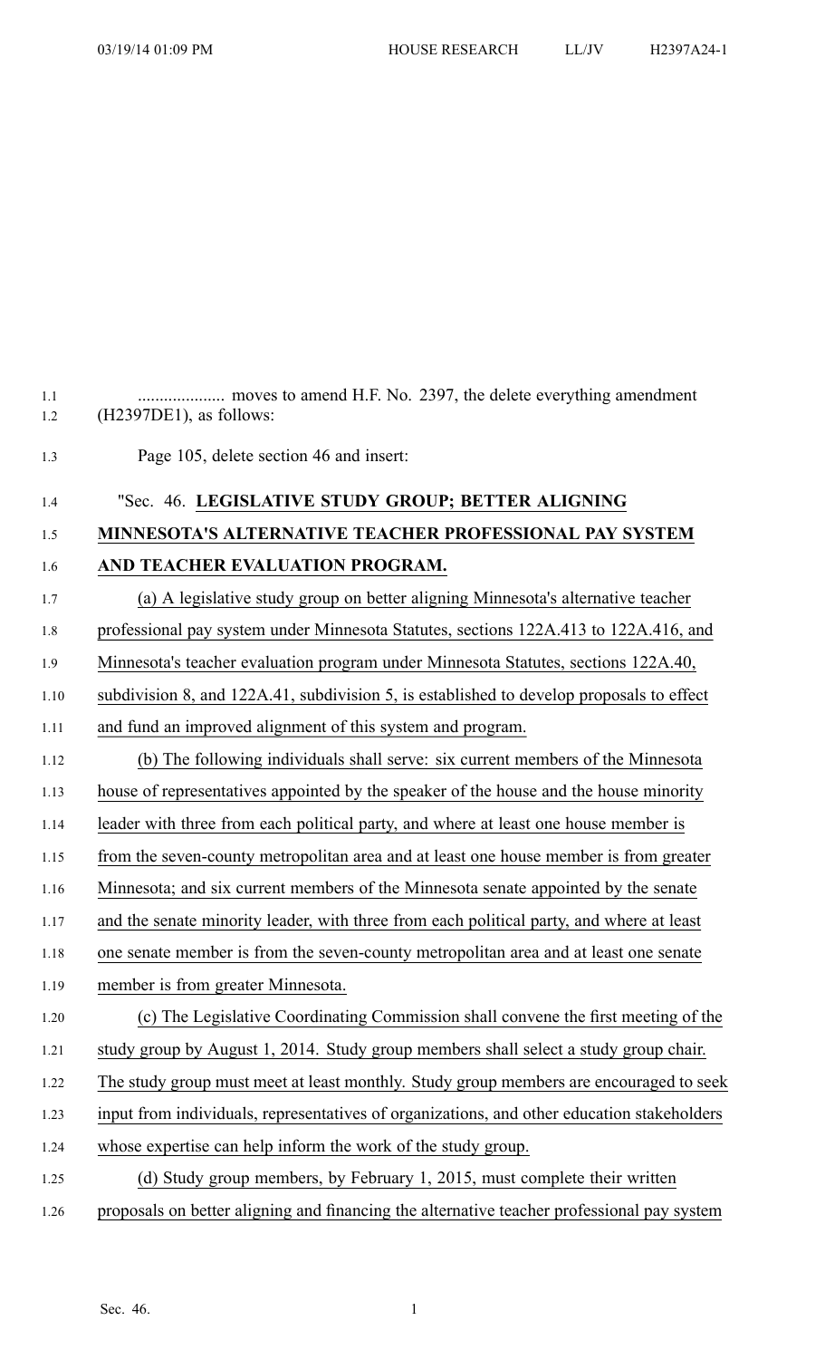.................... moves to amend H.F. No. 2397, the delete everything amendment (H2397DE1), as follows:

Page 105, delete section 46 and insert:

"Sec. 46. **LEGISLATIVE STUDY GROUP; BETTER ALIGNING MINNESOTA'S ALTERNATIVE TEACHER PROFESSIONAL PAY SYSTEM AND TEACHER EVALUATION PROGRAM.**

(a) A legislative study group on better aligning Minnesota's alternative teacher professional pay system under Minnesota Statutes, sections 122A.413 to 122A.416, and Minnesota's teacher evaluation program under Minnesota Statutes, sections 122A.40, subdivision 8, and 122A.41, subdivision 5, is established to develop proposals to effect and fund an improved alignment of this system and program.

(b) The following individuals shall serve: six current members of the Minnesota house of representatives appointed by the speaker of the house and the house minority leader with three from each political party, and where at least one house member is from the seven-county metropolitan area and at least one house member is from greater Minnesota; and six current members of the Minnesota senate appointed by the senate and the senate minority leader, with three from each political party, and where at least one senate member is from the seven-county metropolitan area and at least one senate member is from greater Minnesota.

(c) The Legislative Coordinating Commission shall convene the first meeting of the study group by August 1, 2014. Study group members shall select a study group chair. The study group must meet at least monthly. Study group members are encouraged to seek input from individuals, representatives of organizations, and other education stakeholders whose expertise can help inform the work of the study group.

(d) Study group members, by February 1, 2015, must complete their written proposals on better aligning and financing the alternative teacher professional pay system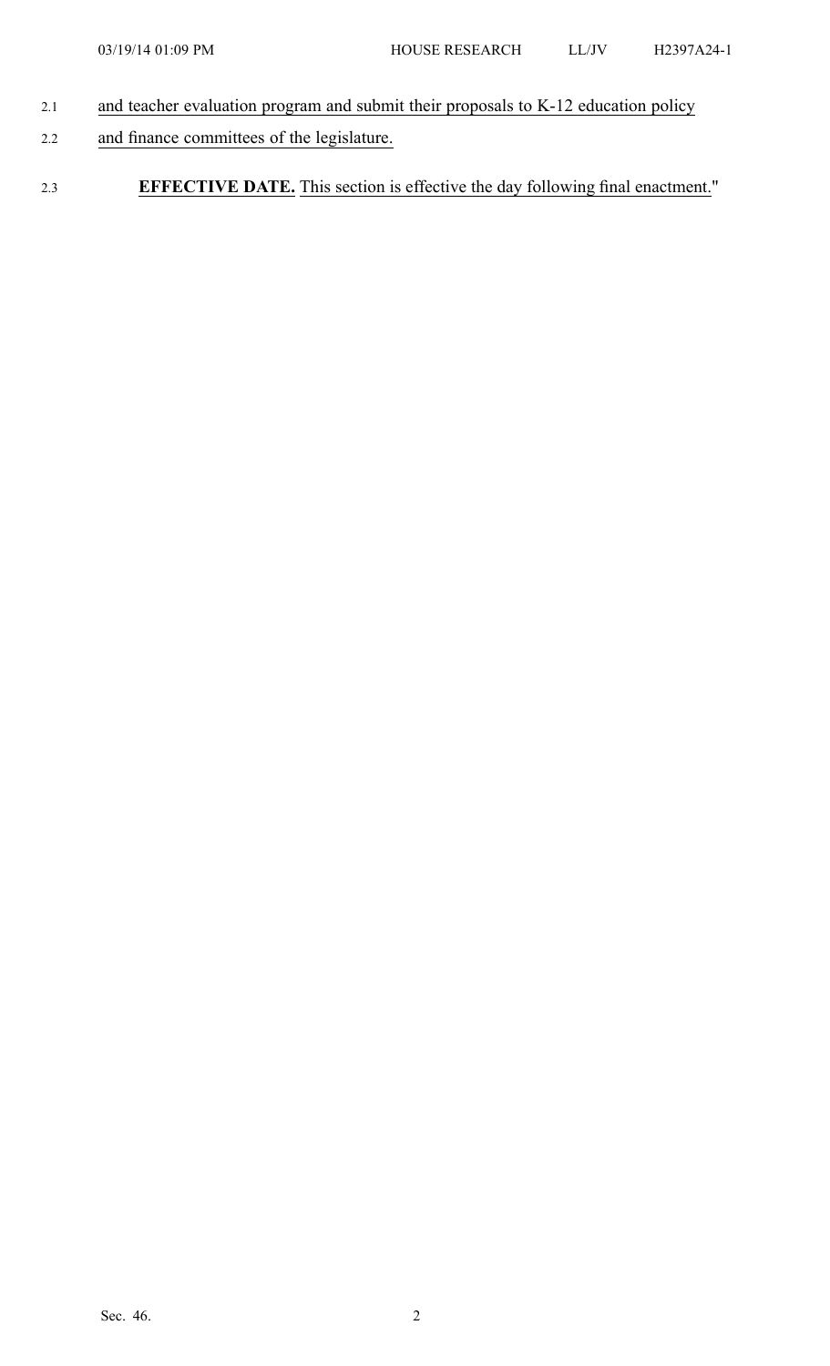and teacher evaluation program and submit their proposals to K-12 education policy and finance committees of the legislature.

**EFFECTIVE DATE.** This section is effective the day following final enactment."